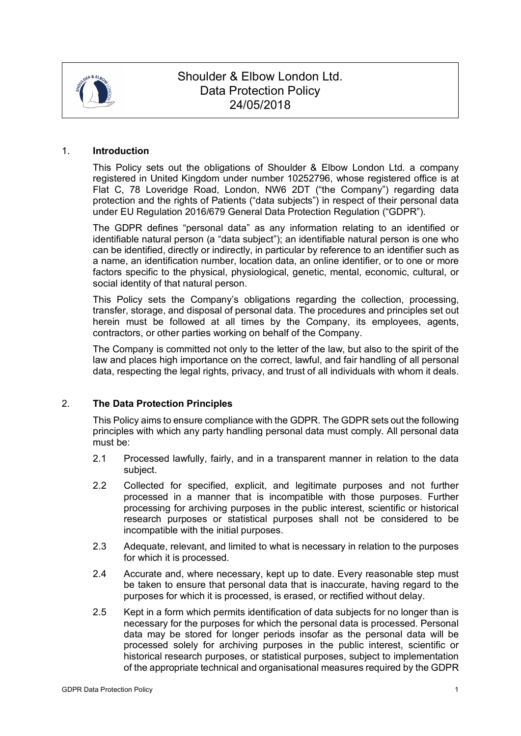# Shoulder & Elbow London Ltd.
# Data Protection Policy
# 24/05/2018

## 1. Introduction

This Policy sets out the obligations of Shoulder & Elbow London Ltd. a company registered in United Kingdom under number 10252796, whose registered office is at Flat C, 78 Loveridge Road, London, NW6 2DT ("the Company") regarding data protection and the rights of Patients ("data subjects") in respect of their personal data under EU Regulation 2016/679 General Data Protection Regulation ("GDPR").

The GDPR defines "personal data" as any information relating to an identified or identifiable natural person (a "data subject"); an identifiable natural person is one who can be identified, directly or indirectly, in particular by reference to an identifier such as a name, an identification number, location data, an online identifier, or to one or more factors specific to the physical, physiological, genetic, mental, economic, cultural, or social identity of that natural person.

This Policy sets the Company's obligations regarding the collection, processing, transfer, storage, and disposal of personal data. The procedures and principles set out herein must be followed at all times by the Company, its employees, agents, contractors, or other parties working on behalf of the Company.

The Company is committed not only to the letter of the law, but also to the spirit of the law and places high importance on the correct, lawful, and fair handling of all personal data, respecting the legal rights, privacy, and trust of all individuals with whom it deals.

## 2. The Data Protection Principles

This Policy aims to ensure compliance with the GDPR. The GDPR sets out the following principles with which any party handling personal data must comply. All personal data must be:

2.1 Processed lawfully, fairly, and in a transparent manner in relation to the data subject.

2.2 Collected for specified, explicit, and legitimate purposes and not further processed in a manner that is incompatible with those purposes. Further processing for archiving purposes in the public interest, scientific or historical research purposes or statistical purposes shall not be considered to be incompatible with the initial purposes.

2.3 Adequate, relevant, and limited to what is necessary in relation to the purposes for which it is processed.

2.4 Accurate and, where necessary, kept up to date. Every reasonable step must be taken to ensure that personal data that is inaccurate, having regard to the purposes for which it is processed, is erased, or rectified without delay.

2.5 Kept in a form which permits identification of data subjects for no longer than is necessary for the purposes for which the personal data is processed. Personal data may be stored for longer periods insofar as the personal data will be processed solely for archiving purposes in the public interest, scientific or historical research purposes, or statistical purposes, subject to implementation of the appropriate technical and organisational measures required by the GDPR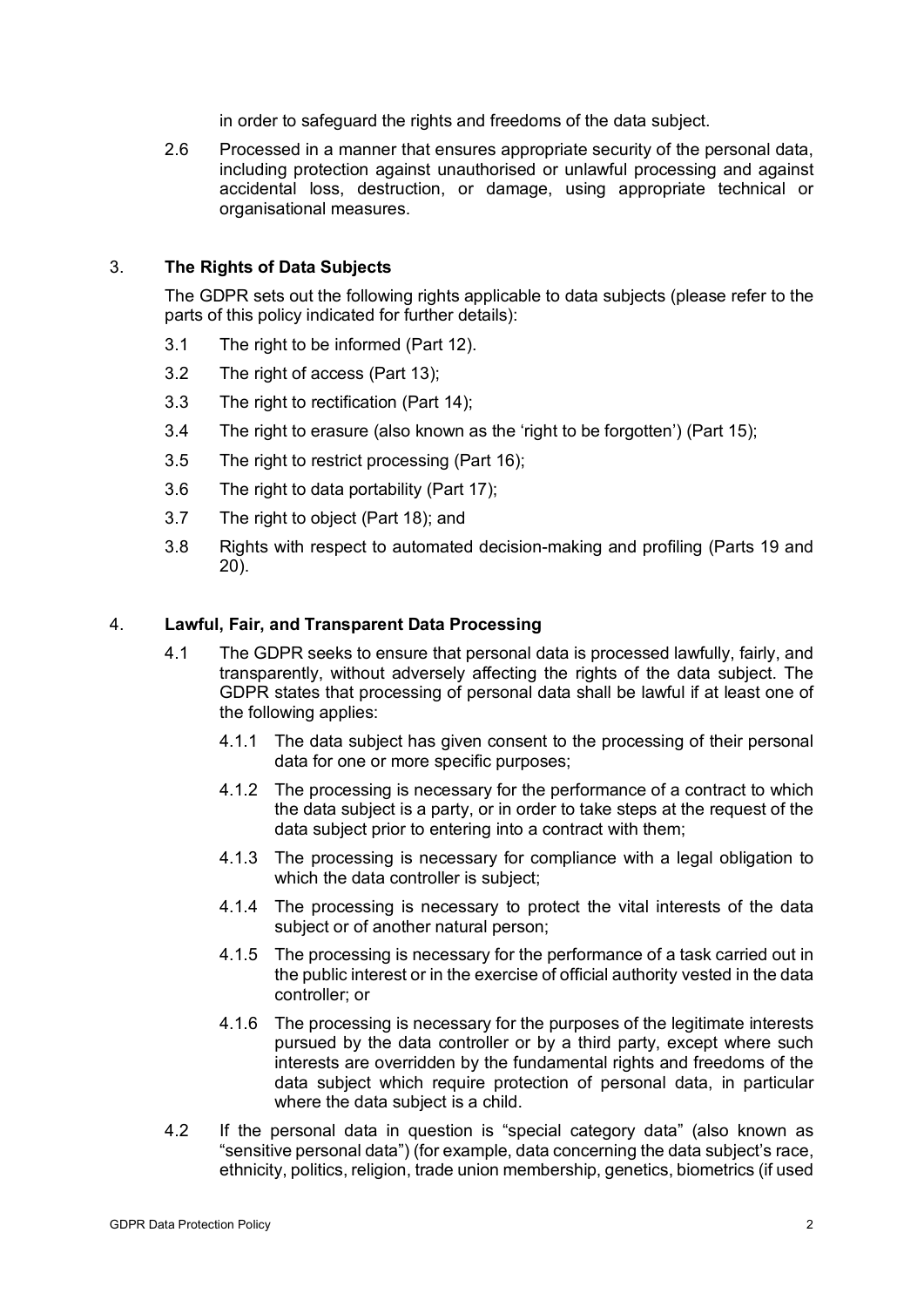in order to safeguard the rights and freedoms of the data subject.

2.6 Processed in a manner that ensures appropriate security of the personal data, including protection against unauthorised or unlawful processing and against accidental loss, destruction, or damage, using appropriate technical or organisational measures.

## 3. The Rights of Data Subjects

The GDPR sets out the following rights applicable to data subjects (please refer to the parts of this policy indicated for further details):

3.1 The right to be informed (Part 12).

3.2 The right of access (Part 13);

3.3 The right to rectification (Part 14);

3.4 The right to erasure (also known as the 'right to be forgotten') (Part 15);

3.5 The right to restrict processing (Part 16);

3.6 The right to data portability (Part 17);

3.7 The right to object (Part 18); and

3.8 Rights with respect to automated decision-making and profiling (Parts 19 and 20).

## 4. Lawful, Fair, and Transparent Data Processing

4.1 The GDPR seeks to ensure that personal data is processed lawfully, fairly, and transparently, without adversely affecting the rights of the data subject. The GDPR states that processing of personal data shall be lawful if at least one of the following applies:

4.1.1 The data subject has given consent to the processing of their personal data for one or more specific purposes;

4.1.2 The processing is necessary for the performance of a contract to which the data subject is a party, or in order to take steps at the request of the data subject prior to entering into a contract with them;

4.1.3 The processing is necessary for compliance with a legal obligation to which the data controller is subject;

4.1.4 The processing is necessary to protect the vital interests of the data subject or of another natural person;

4.1.5 The processing is necessary for the performance of a task carried out in the public interest or in the exercise of official authority vested in the data controller; or

4.1.6 The processing is necessary for the purposes of the legitimate interests pursued by the data controller or by a third party, except where such interests are overridden by the fundamental rights and freedoms of the data subject which require protection of personal data, in particular where the data subject is a child.

4.2 If the personal data in question is "special category data" (also known as "sensitive personal data") (for example, data concerning the data subject's race, ethnicity, politics, religion, trade union membership, genetics, biometrics (if used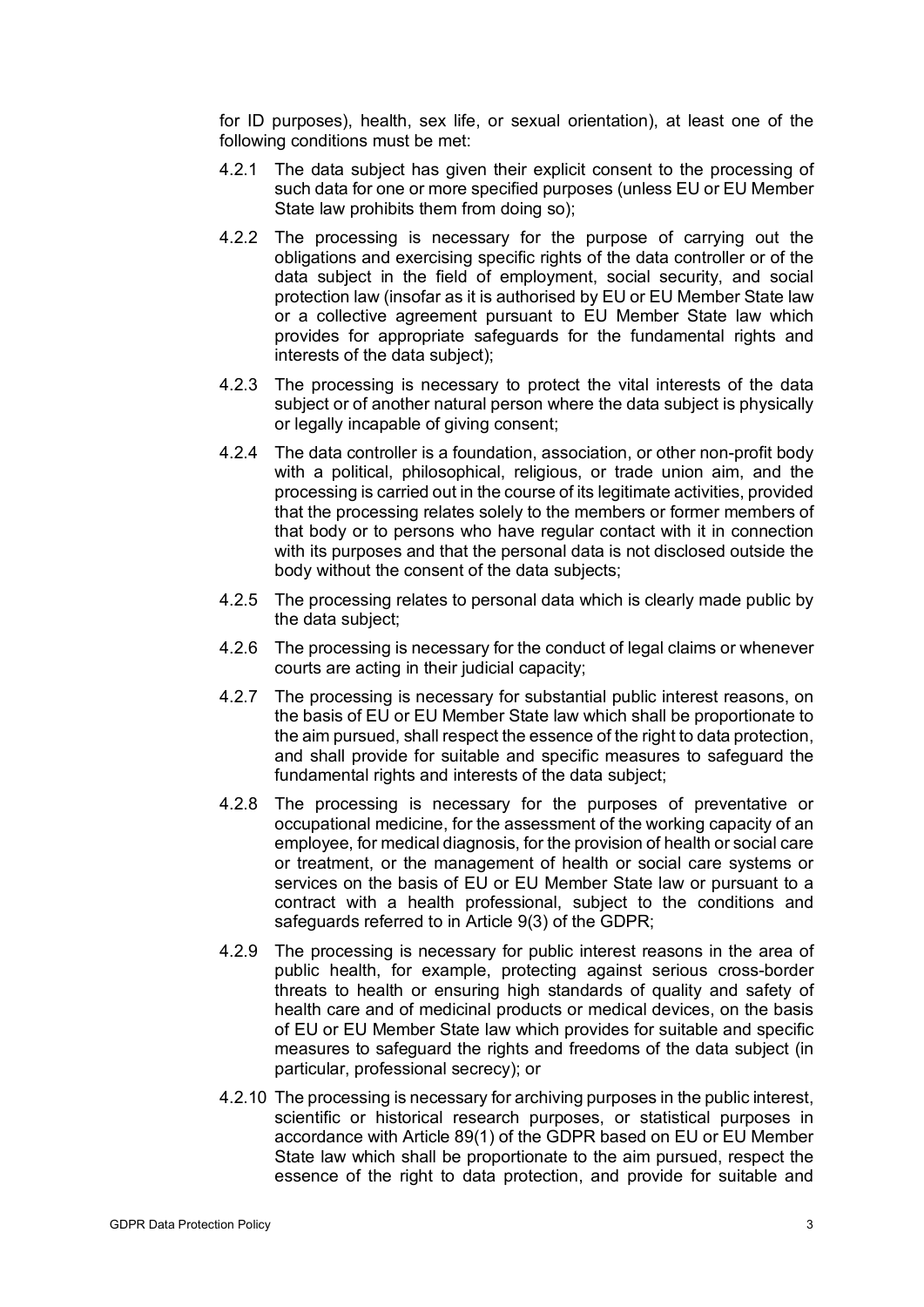for ID purposes), health, sex life, or sexual orientation), at least one of the following conditions must be met:

4.2.1 The data subject has given their explicit consent to the processing of such data for one or more specified purposes (unless EU or EU Member State law prohibits them from doing so);

4.2.2 The processing is necessary for the purpose of carrying out the obligations and exercising specific rights of the data controller or of the data subject in the field of employment, social security, and social protection law (insofar as it is authorised by EU or EU Member State law or a collective agreement pursuant to EU Member State law which provides for appropriate safeguards for the fundamental rights and interests of the data subject);

4.2.3 The processing is necessary to protect the vital interests of the data subject or of another natural person where the data subject is physically or legally incapable of giving consent;

4.2.4 The data controller is a foundation, association, or other non-profit body with a political, philosophical, religious, or trade union aim, and the processing is carried out in the course of its legitimate activities, provided that the processing relates solely to the members or former members of that body or to persons who have regular contact with it in connection with its purposes and that the personal data is not disclosed outside the body without the consent of the data subjects;

4.2.5 The processing relates to personal data which is clearly made public by the data subject;

4.2.6 The processing is necessary for the conduct of legal claims or whenever courts are acting in their judicial capacity;

4.2.7 The processing is necessary for substantial public interest reasons, on the basis of EU or EU Member State law which shall be proportionate to the aim pursued, shall respect the essence of the right to data protection, and shall provide for suitable and specific measures to safeguard the fundamental rights and interests of the data subject;

4.2.8 The processing is necessary for the purposes of preventative or occupational medicine, for the assessment of the working capacity of an employee, for medical diagnosis, for the provision of health or social care or treatment, or the management of health or social care systems or services on the basis of EU or EU Member State law or pursuant to a contract with a health professional, subject to the conditions and safeguards referred to in Article 9(3) of the GDPR;

4.2.9 The processing is necessary for public interest reasons in the area of public health, for example, protecting against serious cross-border threats to health or ensuring high standards of quality and safety of health care and of medicinal products or medical devices, on the basis of EU or EU Member State law which provides for suitable and specific measures to safeguard the rights and freedoms of the data subject (in particular, professional secrecy); or

4.2.10 The processing is necessary for archiving purposes in the public interest, scientific or historical research purposes, or statistical purposes in accordance with Article 89(1) of the GDPR based on EU or EU Member State law which shall be proportionate to the aim pursued, respect the essence of the right to data protection, and provide for suitable and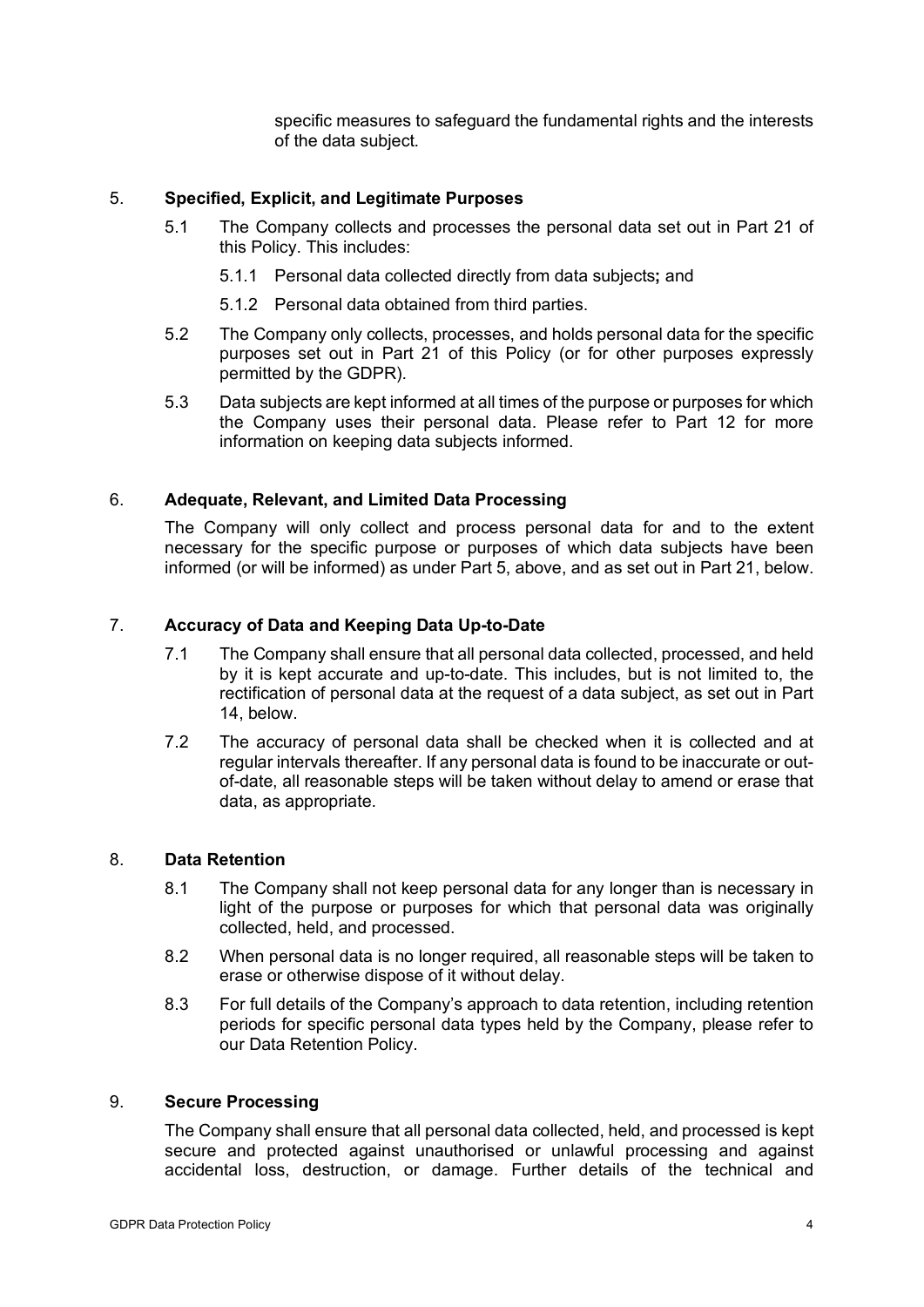specific measures to safeguard the fundamental rights and the interests of the data subject.

## 5. Specified, Explicit, and Legitimate Purposes

5.1 The Company collects and processes the personal data set out in Part 21 of this Policy. This includes:

5.1.1 Personal data collected directly from data subjects**;** and

5.1.2 Personal data obtained from third parties.

5.2 The Company only collects, processes, and holds personal data for the specific purposes set out in Part 21 of this Policy (or for other purposes expressly permitted by the GDPR).

5.3 Data subjects are kept informed at all times of the purpose or purposes for which the Company uses their personal data. Please refer to Part 12 for more information on keeping data subjects informed.

## 6. Adequate, Relevant, and Limited Data Processing

The Company will only collect and process personal data for and to the extent necessary for the specific purpose or purposes of which data subjects have been informed (or will be informed) as under Part 5, above, and as set out in Part 21, below.

## 7. Accuracy of Data and Keeping Data Up-to-Date

7.1 The Company shall ensure that all personal data collected, processed, and held by it is kept accurate and up-to-date. This includes, but is not limited to, the rectification of personal data at the request of a data subject, as set out in Part 14, below.

7.2 The accuracy of personal data shall be checked when it is collected and at regular intervals thereafter. If any personal data is found to be inaccurate or out-of-date, all reasonable steps will be taken without delay to amend or erase that data, as appropriate.

## 8. Data Retention

8.1 The Company shall not keep personal data for any longer than is necessary in light of the purpose or purposes for which that personal data was originally collected, held, and processed.

8.2 When personal data is no longer required, all reasonable steps will be taken to erase or otherwise dispose of it without delay.

8.3 For full details of the Company's approach to data retention, including retention periods for specific personal data types held by the Company, please refer to our Data Retention Policy.

## 9. Secure Processing

The Company shall ensure that all personal data collected, held, and processed is kept secure and protected against unauthorised or unlawful processing and against accidental loss, destruction, or damage. Further details of the technical and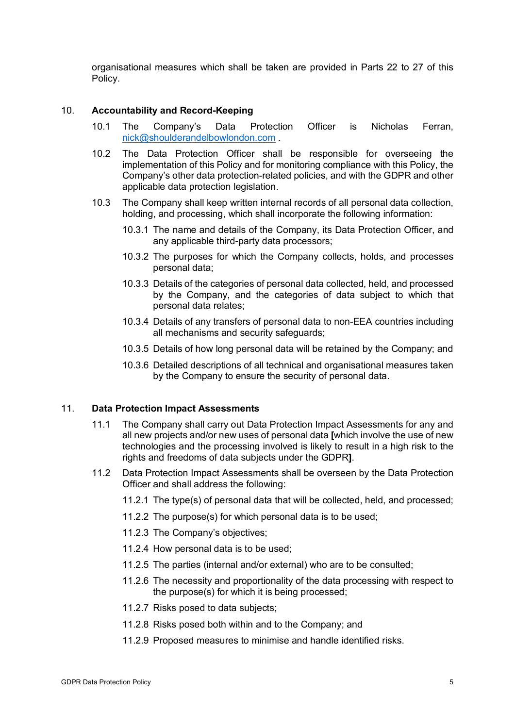organisational measures which shall be taken are provided in Parts 22 to 27 of this Policy.

## 10. Accountability and Record-Keeping

10.1 The Company's Data Protection Officer is Nicholas Ferran, nick@shoulderandelbowlondon.com .

10.2 The Data Protection Officer shall be responsible for overseeing the implementation of this Policy and for monitoring compliance with this Policy, the Company's other data protection-related policies, and with the GDPR and other applicable data protection legislation.

10.3 The Company shall keep written internal records of all personal data collection, holding, and processing, which shall incorporate the following information:

10.3.1 The name and details of the Company, its Data Protection Officer, and any applicable third-party data processors;

10.3.2 The purposes for which the Company collects, holds, and processes personal data;

10.3.3 Details of the categories of personal data collected, held, and processed by the Company, and the categories of data subject to which that personal data relates;

10.3.4 Details of any transfers of personal data to non-EEA countries including all mechanisms and security safeguards;

10.3.5 Details of how long personal data will be retained by the Company; and

10.3.6 Detailed descriptions of all technical and organisational measures taken by the Company to ensure the security of personal data.

## 11. Data Protection Impact Assessments

11.1 The Company shall carry out Data Protection Impact Assessments for any and all new projects and/or new uses of personal data **[**which involve the use of new technologies and the processing involved is likely to result in a high risk to the rights and freedoms of data subjects under the GDPR**]**.

11.2 Data Protection Impact Assessments shall be overseen by the Data Protection Officer and shall address the following:

11.2.1 The type(s) of personal data that will be collected, held, and processed;

11.2.2 The purpose(s) for which personal data is to be used;

11.2.3 The Company's objectives;

11.2.4 How personal data is to be used;

11.2.5 The parties (internal and/or external) who are to be consulted;

11.2.6 The necessity and proportionality of the data processing with respect to the purpose(s) for which it is being processed;

11.2.7 Risks posed to data subjects;

11.2.8 Risks posed both within and to the Company; and

11.2.9 Proposed measures to minimise and handle identified risks.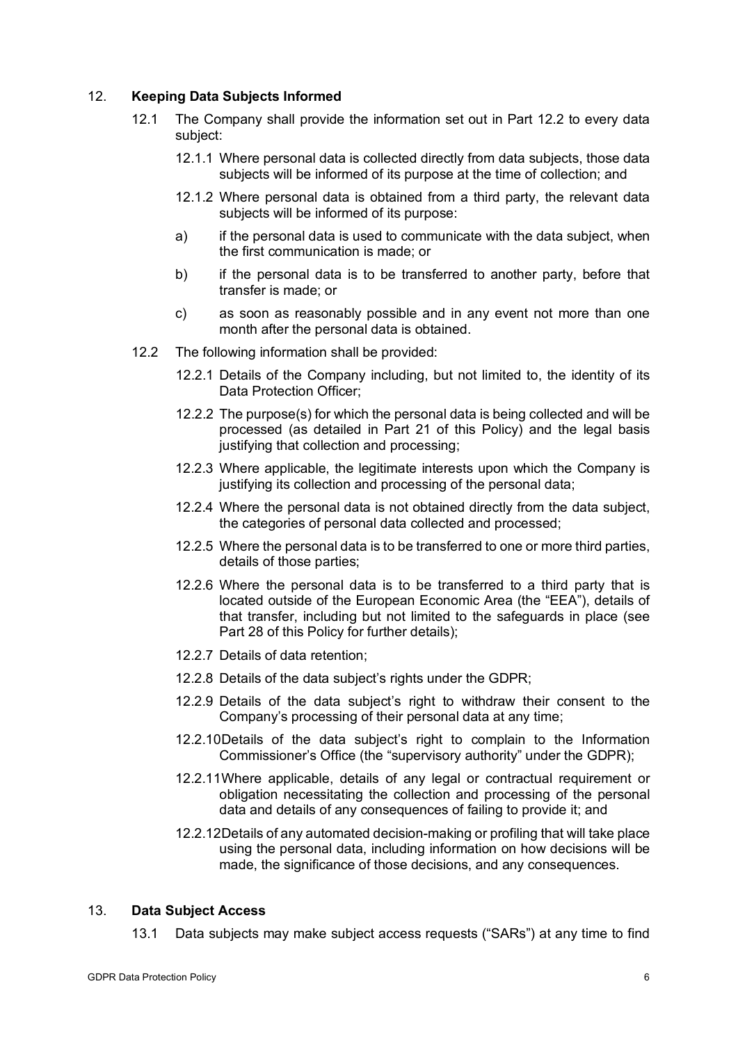## 12. **Keeping Data Subjects Informed**

12.1 The Company shall provide the information set out in Part 12.2 to every data subject:

12.1.1 Where personal data is collected directly from data subjects, those data subjects will be informed of its purpose at the time of collection; and

12.1.2 Where personal data is obtained from a third party, the relevant data subjects will be informed of its purpose:

a) if the personal data is used to communicate with the data subject, when the first communication is made; or

b) if the personal data is to be transferred to another party, before that transfer is made; or

c) as soon as reasonably possible and in any event not more than one month after the personal data is obtained.

12.2 The following information shall be provided:

12.2.1 Details of the Company including, but not limited to, the identity of its Data Protection Officer;

12.2.2 The purpose(s) for which the personal data is being collected and will be processed (as detailed in Part 21 of this Policy) and the legal basis justifying that collection and processing;

12.2.3 Where applicable, the legitimate interests upon which the Company is justifying its collection and processing of the personal data;

12.2.4 Where the personal data is not obtained directly from the data subject, the categories of personal data collected and processed;

12.2.5 Where the personal data is to be transferred to one or more third parties, details of those parties;

12.2.6 Where the personal data is to be transferred to a third party that is located outside of the European Economic Area (the "EEA"), details of that transfer, including but not limited to the safeguards in place (see Part 28 of this Policy for further details);

12.2.7 Details of data retention;

12.2.8 Details of the data subject's rights under the GDPR;

12.2.9 Details of the data subject's right to withdraw their consent to the Company's processing of their personal data at any time;

12.2.10 Details of the data subject's right to complain to the Information Commissioner's Office (the "supervisory authority" under the GDPR);

12.2.11 Where applicable, details of any legal or contractual requirement or obligation necessitating the collection and processing of the personal data and details of any consequences of failing to provide it; and

12.2.12 Details of any automated decision-making or profiling that will take place using the personal data, including information on how decisions will be made, the significance of those decisions, and any consequences.

## 13. **Data Subject Access**

13.1 Data subjects may make subject access requests ("SARs") at any time to find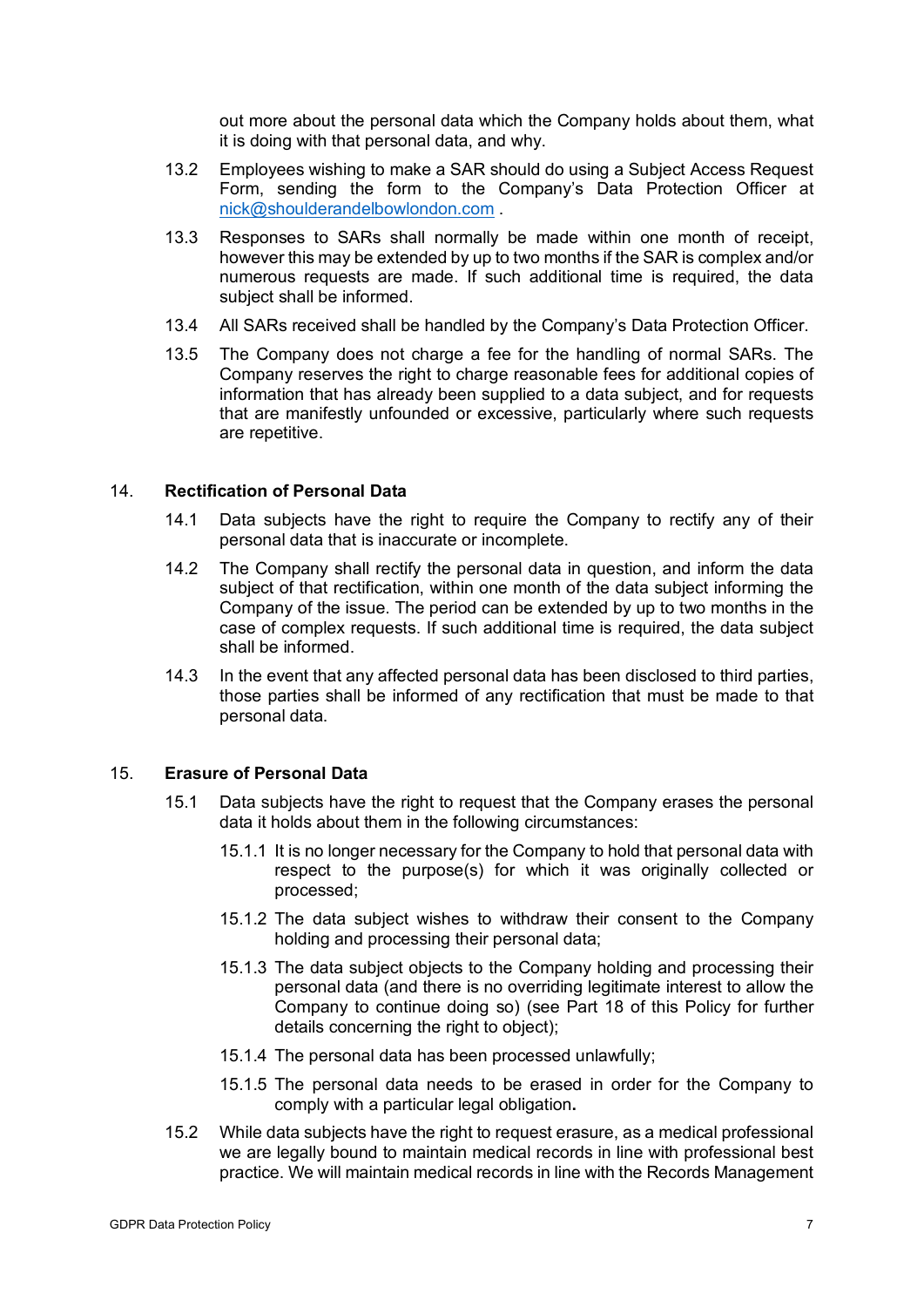out more about the personal data which the Company holds about them, what it is doing with that personal data, and why.

13.2 Employees wishing to make a SAR should do using a Subject Access Request Form, sending the form to the Company's Data Protection Officer at nick@shoulderandelbowlondon.com .

13.3 Responses to SARs shall normally be made within one month of receipt, however this may be extended by up to two months if the SAR is complex and/or numerous requests are made. If such additional time is required, the data subject shall be informed.

13.4 All SARs received shall be handled by the Company's Data Protection Officer.

13.5 The Company does not charge a fee for the handling of normal SARs. The Company reserves the right to charge reasonable fees for additional copies of information that has already been supplied to a data subject, and for requests that are manifestly unfounded or excessive, particularly where such requests are repetitive.

## 14. Rectification of Personal Data

14.1 Data subjects have the right to require the Company to rectify any of their personal data that is inaccurate or incomplete.

14.2 The Company shall rectify the personal data in question, and inform the data subject of that rectification, within one month of the data subject informing the Company of the issue. The period can be extended by up to two months in the case of complex requests. If such additional time is required, the data subject shall be informed.

14.3 In the event that any affected personal data has been disclosed to third parties, those parties shall be informed of any rectification that must be made to that personal data.

## 15. Erasure of Personal Data

15.1 Data subjects have the right to request that the Company erases the personal data it holds about them in the following circumstances:

15.1.1 It is no longer necessary for the Company to hold that personal data with respect to the purpose(s) for which it was originally collected or processed;

15.1.2 The data subject wishes to withdraw their consent to the Company holding and processing their personal data;

15.1.3 The data subject objects to the Company holding and processing their personal data (and there is no overriding legitimate interest to allow the Company to continue doing so) (see Part 18 of this Policy for further details concerning the right to object);

15.1.4 The personal data has been processed unlawfully;

15.1.5 The personal data needs to be erased in order for the Company to comply with a particular legal obligation**.**

15.2 While data subjects have the right to request erasure, as a medical professional we are legally bound to maintain medical records in line with professional best practice. We will maintain medical records in line with the Records Management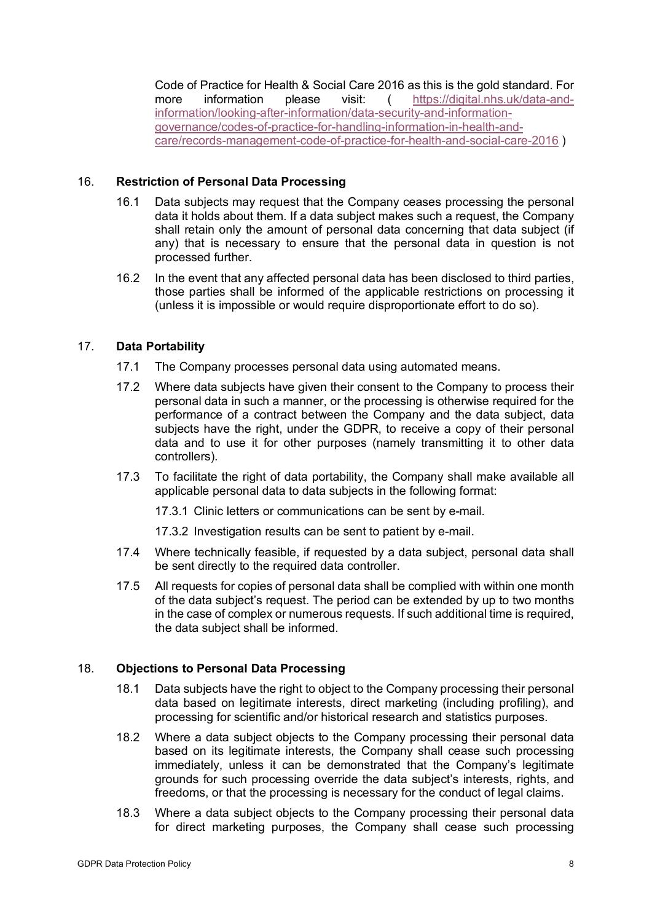Code of Practice for Health & Social Care 2016 as this is the gold standard. For more information please visit: ( https://digital.nhs.uk/data-and-information/looking-after-information/data-security-and-information-governance/codes-of-practice-for-handling-information-in-health-and-care/records-management-code-of-practice-for-health-and-social-care-2016 )

## 16. Restriction of Personal Data Processing

16.1 Data subjects may request that the Company ceases processing the personal data it holds about them. If a data subject makes such a request, the Company shall retain only the amount of personal data concerning that data subject (if any) that is necessary to ensure that the personal data in question is not processed further.

16.2 In the event that any affected personal data has been disclosed to third parties, those parties shall be informed of the applicable restrictions on processing it (unless it is impossible or would require disproportionate effort to do so).

## 17. Data Portability

17.1 The Company processes personal data using automated means.

17.2 Where data subjects have given their consent to the Company to process their personal data in such a manner, or the processing is otherwise required for the performance of a contract between the Company and the data subject, data subjects have the right, under the GDPR, to receive a copy of their personal data and to use it for other purposes (namely transmitting it to other data controllers).

17.3 To facilitate the right of data portability, the Company shall make available all applicable personal data to data subjects in the following format:

17.3.1 Clinic letters or communications can be sent by e-mail.

17.3.2 Investigation results can be sent to patient by e-mail.

17.4 Where technically feasible, if requested by a data subject, personal data shall be sent directly to the required data controller.

17.5 All requests for copies of personal data shall be complied with within one month of the data subject's request. The period can be extended by up to two months in the case of complex or numerous requests. If such additional time is required, the data subject shall be informed.

## 18. Objections to Personal Data Processing

18.1 Data subjects have the right to object to the Company processing their personal data based on legitimate interests, direct marketing (including profiling), and processing for scientific and/or historical research and statistics purposes.

18.2 Where a data subject objects to the Company processing their personal data based on its legitimate interests, the Company shall cease such processing immediately, unless it can be demonstrated that the Company's legitimate grounds for such processing override the data subject's interests, rights, and freedoms, or that the processing is necessary for the conduct of legal claims.

18.3 Where a data subject objects to the Company processing their personal data for direct marketing purposes, the Company shall cease such processing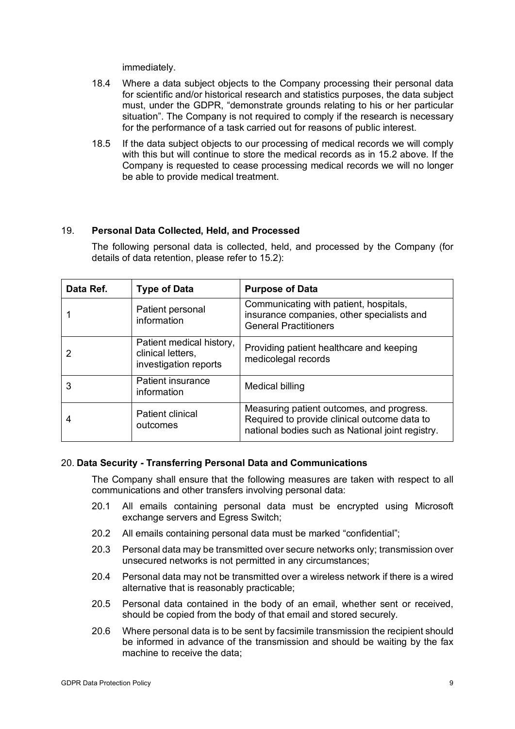immediately.

18.4 Where a data subject objects to the Company processing their personal data for scientific and/or historical research and statistics purposes, the data subject must, under the GDPR, "demonstrate grounds relating to his or her particular situation". The Company is not required to comply if the research is necessary for the performance of a task carried out for reasons of public interest.

18.5 If the data subject objects to our processing of medical records we will comply with this but will continue to store the medical records as in 15.2 above. If the Company is requested to cease processing medical records we will no longer be able to provide medical treatment.

## 19. Personal Data Collected, Held, and Processed

The following personal data is collected, held, and processed by the Company (for details of data retention, please refer to 15.2):

| Data Ref. | Type of Data | Purpose of Data |
|---|---|---|
| 1 | Patient personal information | Communicating with patient, hospitals, insurance companies, other specialists and General Practitioners |
| 2 | Patient medical history, clinical letters, investigation reports | Providing patient healthcare and keeping medicolegal records |
| 3 | Patient insurance information | Medical billing |
| 4 | Patient clinical outcomes | Measuring patient outcomes, and progress. Required to provide clinical outcome data to national bodies such as National joint registry. |

## 20. Data Security - Transferring Personal Data and Communications

The Company shall ensure that the following measures are taken with respect to all communications and other transfers involving personal data:

20.1 All emails containing personal data must be encrypted using Microsoft exchange servers and Egress Switch;

20.2 All emails containing personal data must be marked "confidential";

20.3 Personal data may be transmitted over secure networks only; transmission over unsecured networks is not permitted in any circumstances;

20.4 Personal data may not be transmitted over a wireless network if there is a wired alternative that is reasonably practicable;

20.5 Personal data contained in the body of an email, whether sent or received, should be copied from the body of that email and stored securely.

20.6 Where personal data is to be sent by facsimile transmission the recipient should be informed in advance of the transmission and should be waiting by the fax machine to receive the data;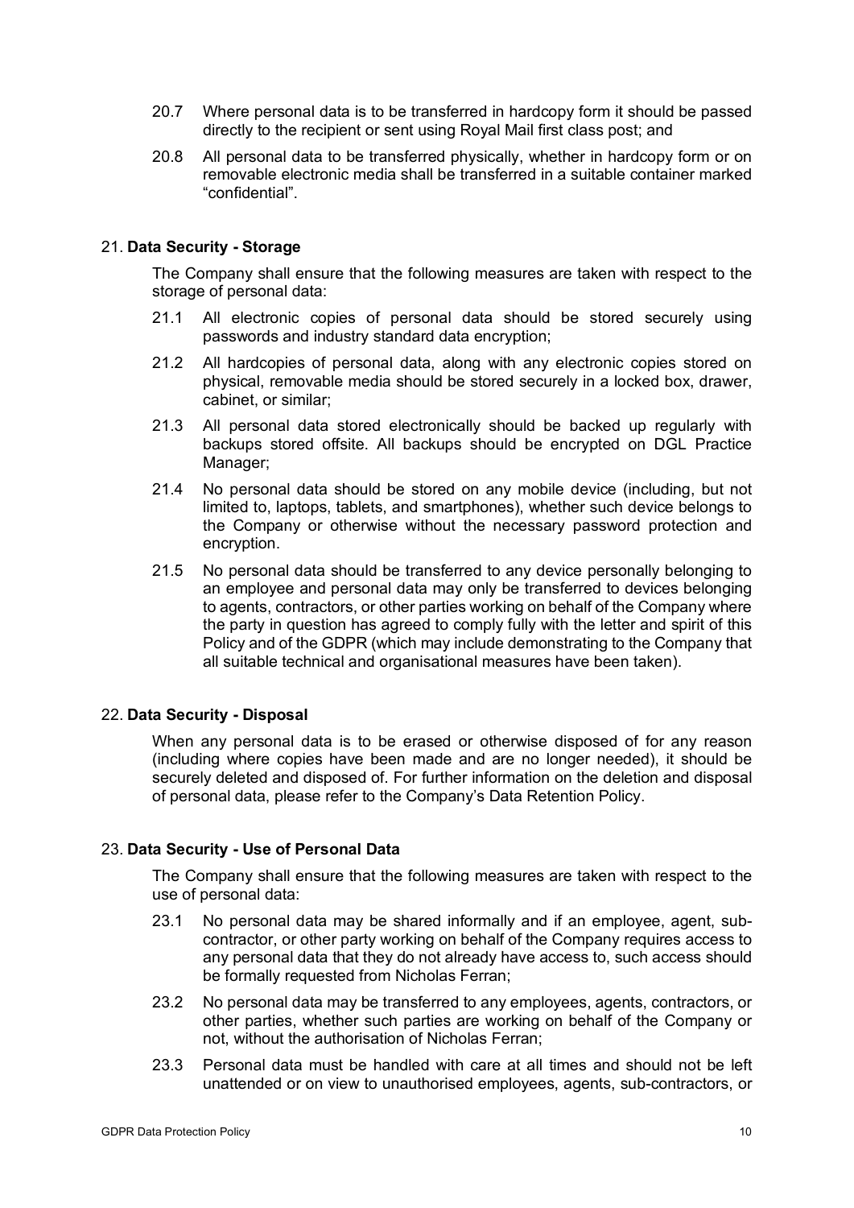20.7 Where personal data is to be transferred in hardcopy form it should be passed directly to the recipient or sent using Royal Mail first class post; and

20.8 All personal data to be transferred physically, whether in hardcopy form or on removable electronic media shall be transferred in a suitable container marked "confidential".

## 21. **Data Security - Storage**

The Company shall ensure that the following measures are taken with respect to the storage of personal data:

21.1 All electronic copies of personal data should be stored securely using passwords and industry standard data encryption;

21.2 All hardcopies of personal data, along with any electronic copies stored on physical, removable media should be stored securely in a locked box, drawer, cabinet, or similar;

21.3 All personal data stored electronically should be backed up regularly with backups stored offsite. All backups should be encrypted on DGL Practice Manager;

21.4 No personal data should be stored on any mobile device (including, but not limited to, laptops, tablets, and smartphones), whether such device belongs to the Company or otherwise without the necessary password protection and encryption.

21.5 No personal data should be transferred to any device personally belonging to an employee and personal data may only be transferred to devices belonging to agents, contractors, or other parties working on behalf of the Company where the party in question has agreed to comply fully with the letter and spirit of this Policy and of the GDPR (which may include demonstrating to the Company that all suitable technical and organisational measures have been taken).

## 22. **Data Security - Disposal**

When any personal data is to be erased or otherwise disposed of for any reason (including where copies have been made and are no longer needed), it should be securely deleted and disposed of. For further information on the deletion and disposal of personal data, please refer to the Company's Data Retention Policy.

## 23. **Data Security - Use of Personal Data**

The Company shall ensure that the following measures are taken with respect to the use of personal data:

23.1 No personal data may be shared informally and if an employee, agent, sub-contractor, or other party working on behalf of the Company requires access to any personal data that they do not already have access to, such access should be formally requested from Nicholas Ferran;

23.2 No personal data may be transferred to any employees, agents, contractors, or other parties, whether such parties are working on behalf of the Company or not, without the authorisation of Nicholas Ferran;

23.3 Personal data must be handled with care at all times and should not be left unattended or on view to unauthorised employees, agents, sub-contractors, or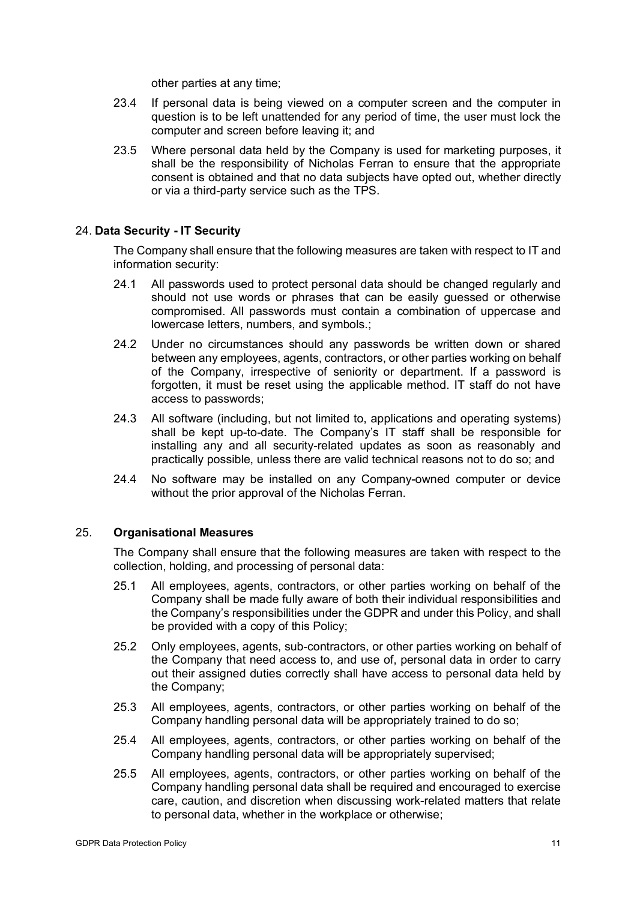other parties at any time;

23.4 If personal data is being viewed on a computer screen and the computer in question is to be left unattended for any period of time, the user must lock the computer and screen before leaving it; and

23.5 Where personal data held by the Company is used for marketing purposes, it shall be the responsibility of Nicholas Ferran to ensure that the appropriate consent is obtained and that no data subjects have opted out, whether directly or via a third-party service such as the TPS.

## 24. Data Security - IT Security

The Company shall ensure that the following measures are taken with respect to IT and information security:

24.1 All passwords used to protect personal data should be changed regularly and should not use words or phrases that can be easily guessed or otherwise compromised. All passwords must contain a combination of uppercase and lowercase letters, numbers, and symbols.;

24.2 Under no circumstances should any passwords be written down or shared between any employees, agents, contractors, or other parties working on behalf of the Company, irrespective of seniority or department. If a password is forgotten, it must be reset using the applicable method. IT staff do not have access to passwords;

24.3 All software (including, but not limited to, applications and operating systems) shall be kept up-to-date. The Company's IT staff shall be responsible for installing any and all security-related updates as soon as reasonably and practically possible, unless there are valid technical reasons not to do so; and

24.4 No software may be installed on any Company-owned computer or device without the prior approval of the Nicholas Ferran.

## 25. Organisational Measures

The Company shall ensure that the following measures are taken with respect to the collection, holding, and processing of personal data:

25.1 All employees, agents, contractors, or other parties working on behalf of the Company shall be made fully aware of both their individual responsibilities and the Company's responsibilities under the GDPR and under this Policy, and shall be provided with a copy of this Policy;

25.2 Only employees, agents, sub-contractors, or other parties working on behalf of the Company that need access to, and use of, personal data in order to carry out their assigned duties correctly shall have access to personal data held by the Company;

25.3 All employees, agents, contractors, or other parties working on behalf of the Company handling personal data will be appropriately trained to do so;

25.4 All employees, agents, contractors, or other parties working on behalf of the Company handling personal data will be appropriately supervised;

25.5 All employees, agents, contractors, or other parties working on behalf of the Company handling personal data shall be required and encouraged to exercise care, caution, and discretion when discussing work-related matters that relate to personal data, whether in the workplace or otherwise;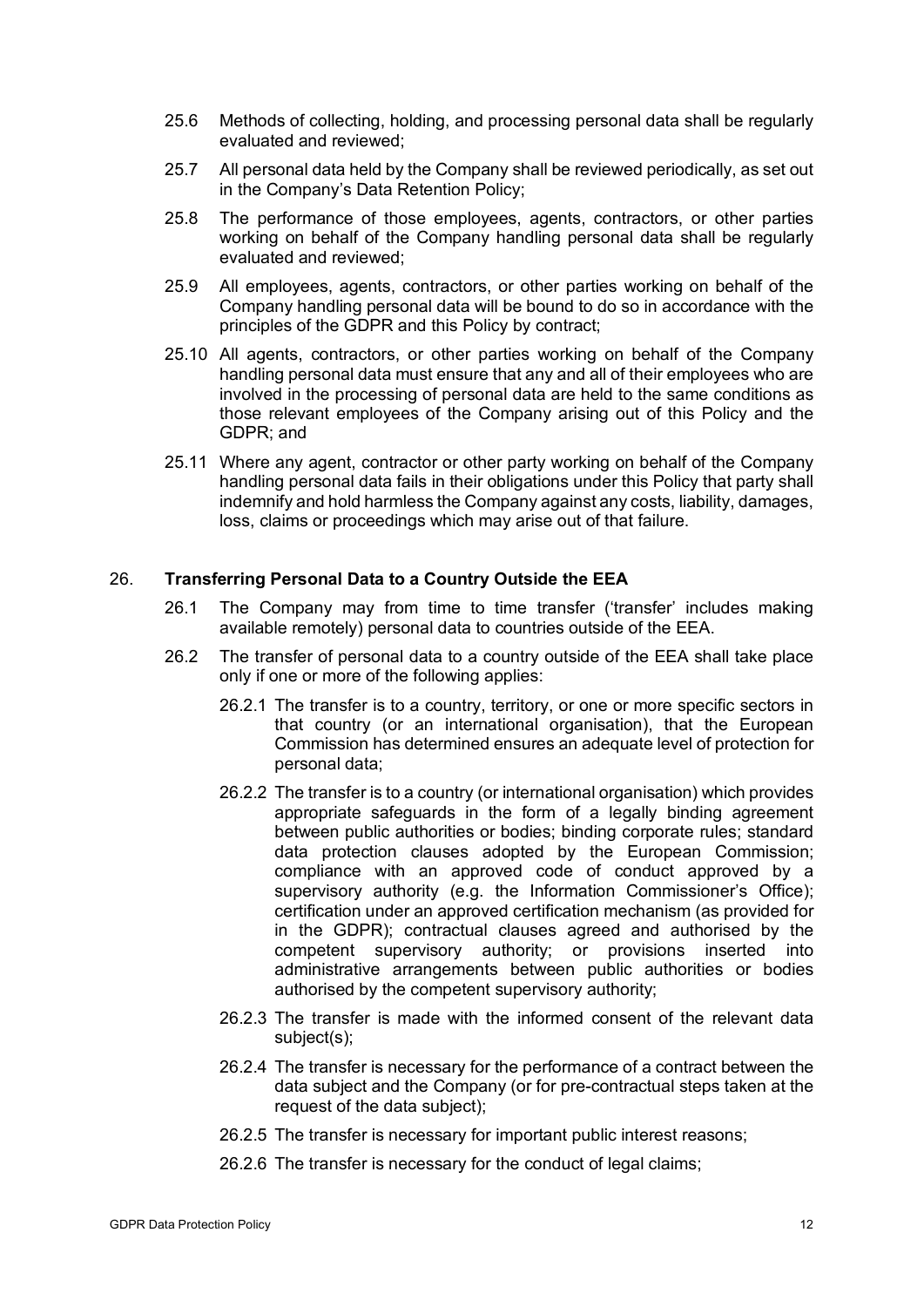25.6 Methods of collecting, holding, and processing personal data shall be regularly evaluated and reviewed;

25.7 All personal data held by the Company shall be reviewed periodically, as set out in the Company's Data Retention Policy;

25.8 The performance of those employees, agents, contractors, or other parties working on behalf of the Company handling personal data shall be regularly evaluated and reviewed;

25.9 All employees, agents, contractors, or other parties working on behalf of the Company handling personal data will be bound to do so in accordance with the principles of the GDPR and this Policy by contract;

25.10 All agents, contractors, or other parties working on behalf of the Company handling personal data must ensure that any and all of their employees who are involved in the processing of personal data are held to the same conditions as those relevant employees of the Company arising out of this Policy and the GDPR; and

25.11 Where any agent, contractor or other party working on behalf of the Company handling personal data fails in their obligations under this Policy that party shall indemnify and hold harmless the Company against any costs, liability, damages, loss, claims or proceedings which may arise out of that failure.

## 26. Transferring Personal Data to a Country Outside the EEA

26.1 The Company may from time to time transfer ('transfer' includes making available remotely) personal data to countries outside of the EEA.

26.2 The transfer of personal data to a country outside of the EEA shall take place only if one or more of the following applies:

26.2.1 The transfer is to a country, territory, or one or more specific sectors in that country (or an international organisation), that the European Commission has determined ensures an adequate level of protection for personal data;

26.2.2 The transfer is to a country (or international organisation) which provides appropriate safeguards in the form of a legally binding agreement between public authorities or bodies; binding corporate rules; standard data protection clauses adopted by the European Commission; compliance with an approved code of conduct approved by a supervisory authority (e.g. the Information Commissioner's Office); certification under an approved certification mechanism (as provided for in the GDPR); contractual clauses agreed and authorised by the competent supervisory authority; or provisions inserted into administrative arrangements between public authorities or bodies authorised by the competent supervisory authority;

26.2.3 The transfer is made with the informed consent of the relevant data subject(s);

26.2.4 The transfer is necessary for the performance of a contract between the data subject and the Company (or for pre-contractual steps taken at the request of the data subject);

26.2.5 The transfer is necessary for important public interest reasons;

26.2.6 The transfer is necessary for the conduct of legal claims;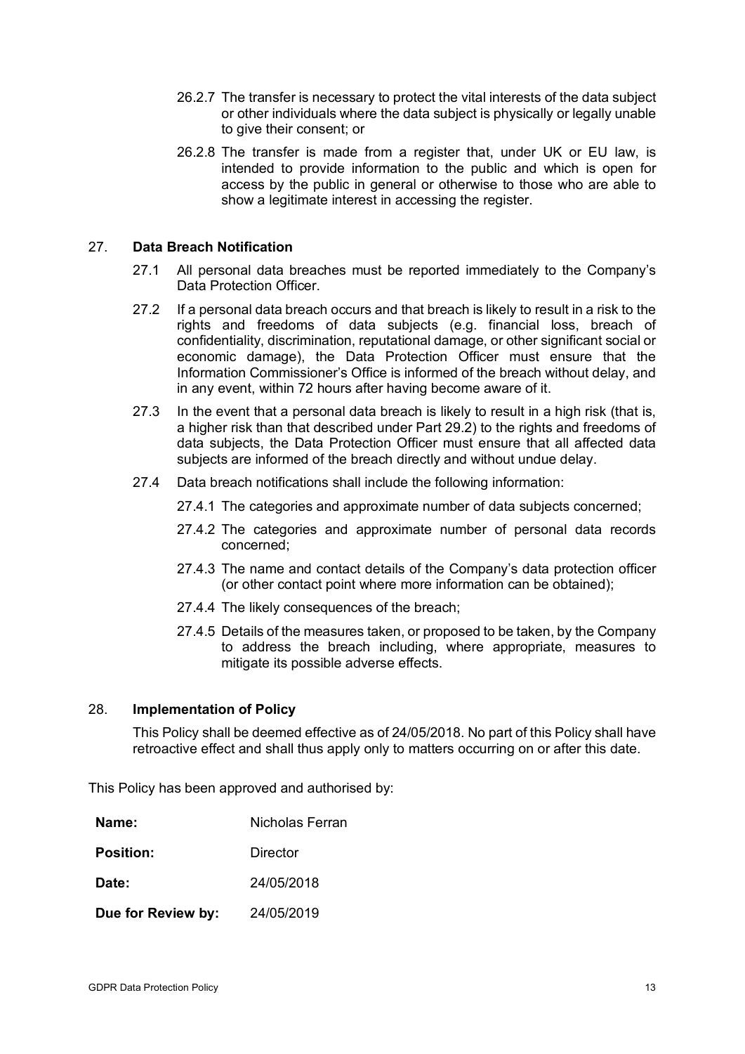26.2.7 The transfer is necessary to protect the vital interests of the data subject or other individuals where the data subject is physically or legally unable to give their consent; or

26.2.8 The transfer is made from a register that, under UK or EU law, is intended to provide information to the public and which is open for access by the public in general or otherwise to those who are able to show a legitimate interest in accessing the register.

## 27. Data Breach Notification

27.1 All personal data breaches must be reported immediately to the Company's Data Protection Officer.

27.2 If a personal data breach occurs and that breach is likely to result in a risk to the rights and freedoms of data subjects (e.g. financial loss, breach of confidentiality, discrimination, reputational damage, or other significant social or economic damage), the Data Protection Officer must ensure that the Information Commissioner's Office is informed of the breach without delay, and in any event, within 72 hours after having become aware of it.

27.3 In the event that a personal data breach is likely to result in a high risk (that is, a higher risk than that described under Part 29.2) to the rights and freedoms of data subjects, the Data Protection Officer must ensure that all affected data subjects are informed of the breach directly and without undue delay.

27.4 Data breach notifications shall include the following information:

27.4.1 The categories and approximate number of data subjects concerned;

27.4.2 The categories and approximate number of personal data records concerned;

27.4.3 The name and contact details of the Company's data protection officer (or other contact point where more information can be obtained);

27.4.4 The likely consequences of the breach;

27.4.5 Details of the measures taken, or proposed to be taken, by the Company to address the breach including, where appropriate, measures to mitigate its possible adverse effects.

## 28. Implementation of Policy

This Policy shall be deemed effective as of 24/05/2018. No part of this Policy shall have retroactive effect and shall thus apply only to matters occurring on or after this date.

This Policy has been approved and authorised by:

| | |
|---|---|
| **Name:** | Nicholas Ferran |
| **Position:** | Director |
| **Date:** | 24/05/2018 |
| **Due for Review by:** | 24/05/2019 |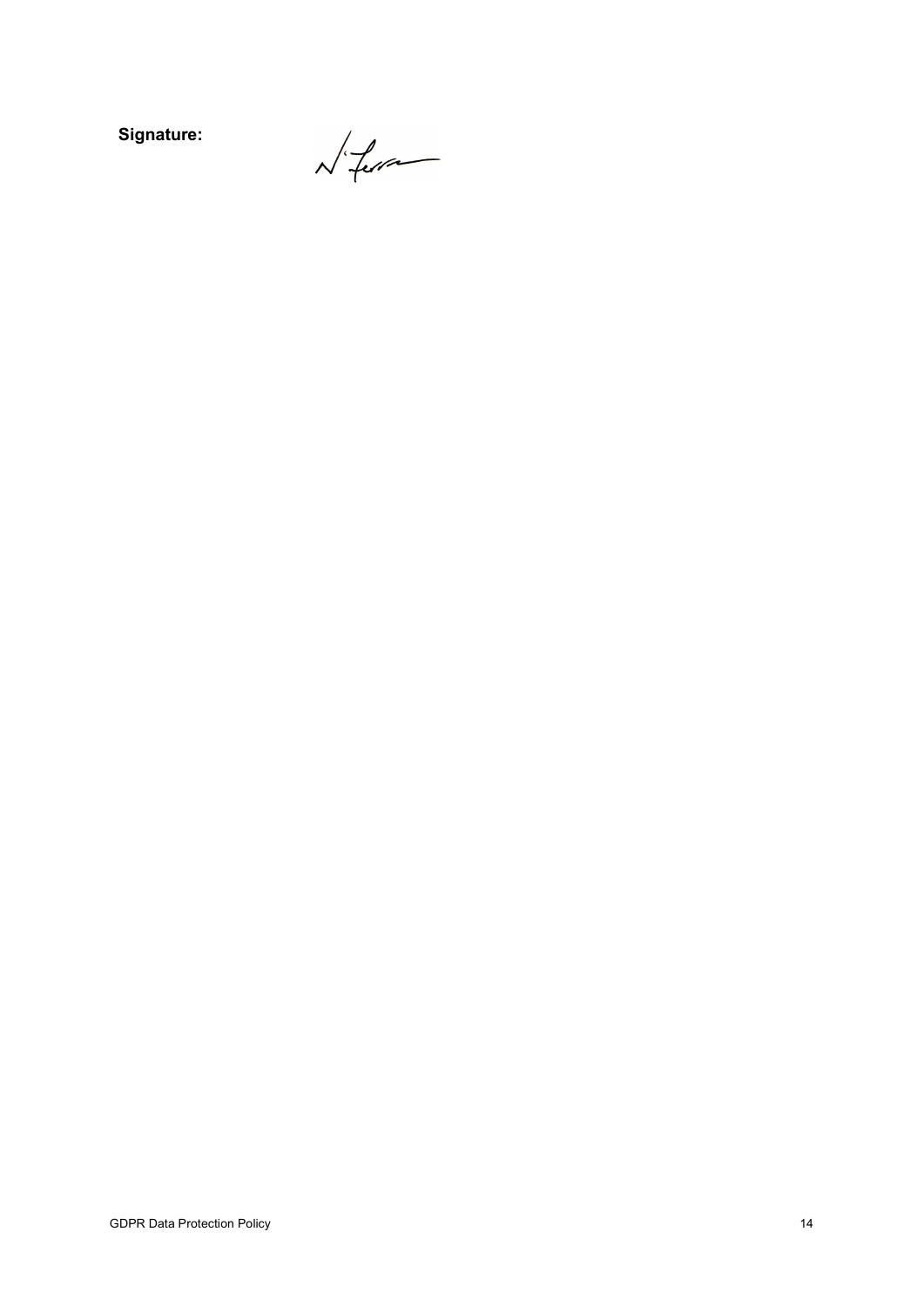**Signature:**